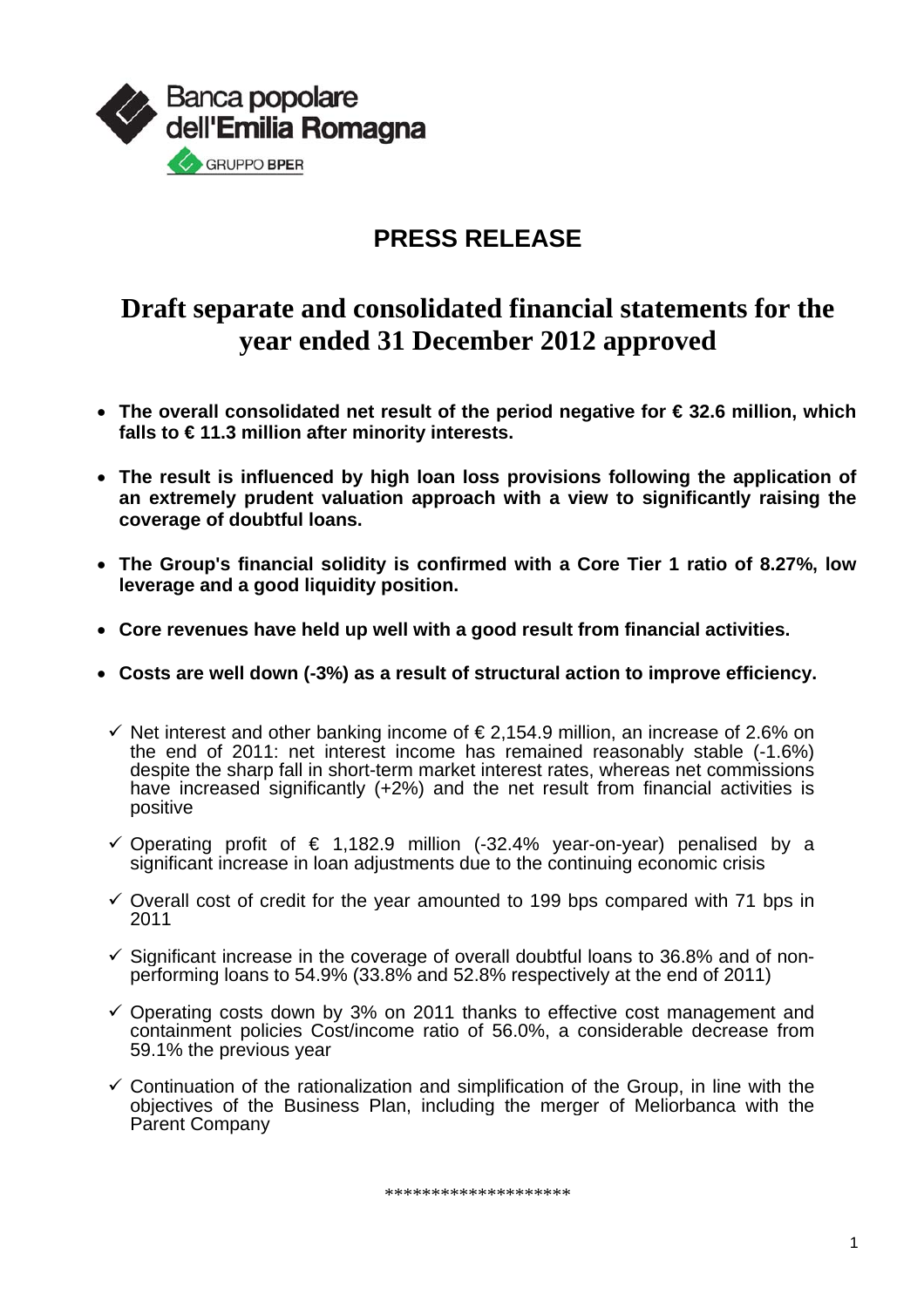Banca popolare dell'Emilia Romagna

GRUPPO BPER

# PRESS RELEASE

# Draft separate and consolidated financial statements for the year ended 31 December 2012 approved

- **The overall consolidated net result of the period negative for € 32.6 million, which falls to € 11.3 million after minority interests.**
- **The result is influenced by high loan loss provisions following the application of an extremely prudent valuation approach with a view to significantly raising the coverage of doubtful loans.**
- **The Group's financial solidity is confirmed with a Core Tier 1 ratio of 8.27%, low leverage and a good liquidity position.**
- **Core revenues have held up well with a good result from financial activities.**
- **Costs are well down (-3%) as a result of structural action to improve efficiency.**

  - ✓ Net interest and other banking income of € 2,154.9 million, an increase of 2.6% on the end of 2011: net interest income has remained reasonably stable (-1.6%) despite the sharp fall in short-term market interest rates, whereas net commissions have increased significantly (+2%) and the net result from financial activities is positive
  - ✓ Operating profit of € 1,182.9 million (-32.4% year-on-year) penalised by a significant increase in loan adjustments due to the continuing economic crisis
  - ✓ Overall cost of credit for the year amounted to 199 bps compared with 71 bps in 2011
  - ✓ Significant increase in the coverage of overall doubtful loans to 36.8% and of non-performing loans to 54.9% (33.8% and 52.8% respectively at the end of 2011)
  - ✓ Operating costs down by 3% on 2011 thanks to effective cost management and containment policies Cost/income ratio of 56.0%, a considerable decrease from 59.1% the previous year
  - ✓ Continuation of the rationalization and simplification of the Group, in line with the objectives of the Business Plan, including the merger of Meliorbanca with the Parent Company

********************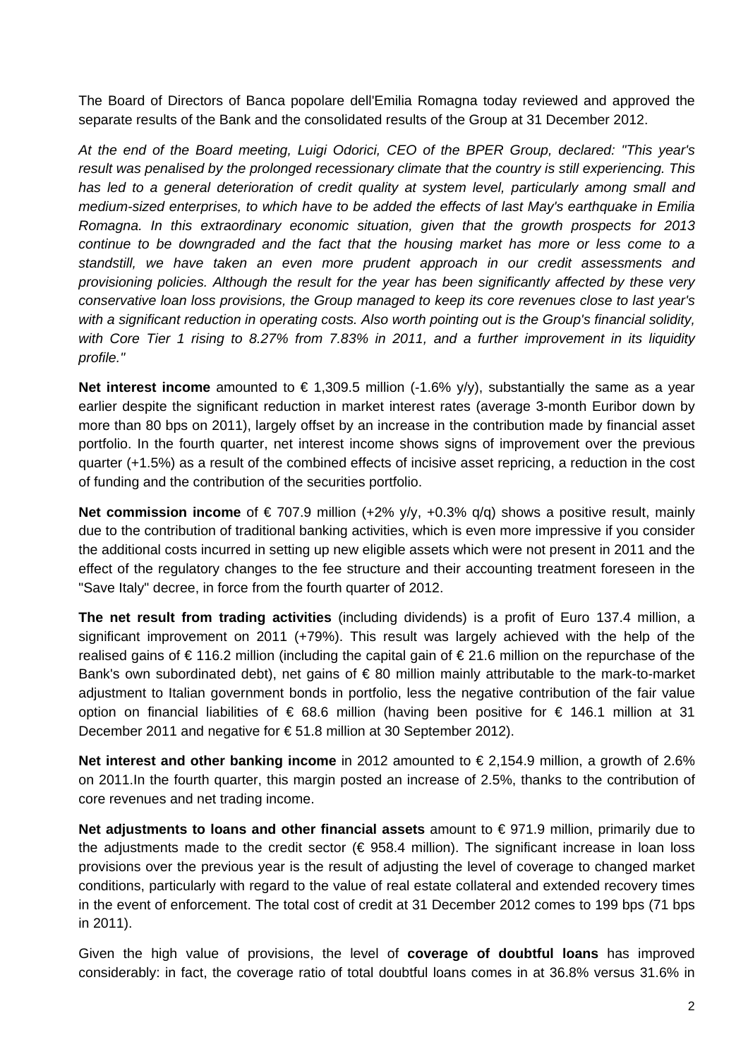The Board of Directors of Banca popolare dell'Emilia Romagna today reviewed and approved the separate results of the Bank and the consolidated results of the Group at 31 December 2012.

*At the end of the Board meeting, Luigi Odorici, CEO of the BPER Group, declared: "This year's result was penalised by the prolonged recessionary climate that the country is still experiencing. This has led to a general deterioration of credit quality at system level, particularly among small and medium-sized enterprises, to which have to be added the effects of last May's earthquake in Emilia Romagna. In this extraordinary economic situation, given that the growth prospects for 2013 continue to be downgraded and the fact that the housing market has more or less come to a standstill, we have taken an even more prudent approach in our credit assessments and provisioning policies. Although the result for the year has been significantly affected by these very conservative loan loss provisions, the Group managed to keep its core revenues close to last year's with a significant reduction in operating costs. Also worth pointing out is the Group's financial solidity, with Core Tier 1 rising to 8.27% from 7.83% in 2011, and a further improvement in its liquidity profile."*

**Net interest income** amounted to € 1,309.5 million (-1.6% y/y), substantially the same as a year earlier despite the significant reduction in market interest rates (average 3-month Euribor down by more than 80 bps on 2011), largely offset by an increase in the contribution made by financial asset portfolio. In the fourth quarter, net interest income shows signs of improvement over the previous quarter (+1.5%) as a result of the combined effects of incisive asset repricing, a reduction in the cost of funding and the contribution of the securities portfolio.

**Net commission income** of € 707.9 million (+2% y/y, +0.3% q/q) shows a positive result, mainly due to the contribution of traditional banking activities, which is even more impressive if you consider the additional costs incurred in setting up new eligible assets which were not present in 2011 and the effect of the regulatory changes to the fee structure and their accounting treatment foreseen in the "Save Italy" decree, in force from the fourth quarter of 2012.

**The net result from trading activities** (including dividends) is a profit of Euro 137.4 million, a significant improvement on 2011 (+79%). This result was largely achieved with the help of the realised gains of € 116.2 million (including the capital gain of € 21.6 million on the repurchase of the Bank's own subordinated debt), net gains of € 80 million mainly attributable to the mark-to-market adjustment to Italian government bonds in portfolio, less the negative contribution of the fair value option on financial liabilities of € 68.6 million (having been positive for € 146.1 million at 31 December 2011 and negative for € 51.8 million at 30 September 2012).

**Net interest and other banking income** in 2012 amounted to € 2,154.9 million, a growth of 2.6% on 2011.In the fourth quarter, this margin posted an increase of 2.5%, thanks to the contribution of core revenues and net trading income.

**Net adjustments to loans and other financial assets** amount to € 971.9 million, primarily due to the adjustments made to the credit sector (€ 958.4 million). The significant increase in loan loss provisions over the previous year is the result of adjusting the level of coverage to changed market conditions, particularly with regard to the value of real estate collateral and extended recovery times in the event of enforcement. The total cost of credit at 31 December 2012 comes to 199 bps (71 bps in 2011).

Given the high value of provisions, the level of **coverage of doubtful loans** has improved considerably: in fact, the coverage ratio of total doubtful loans comes in at 36.8% versus 31.6% in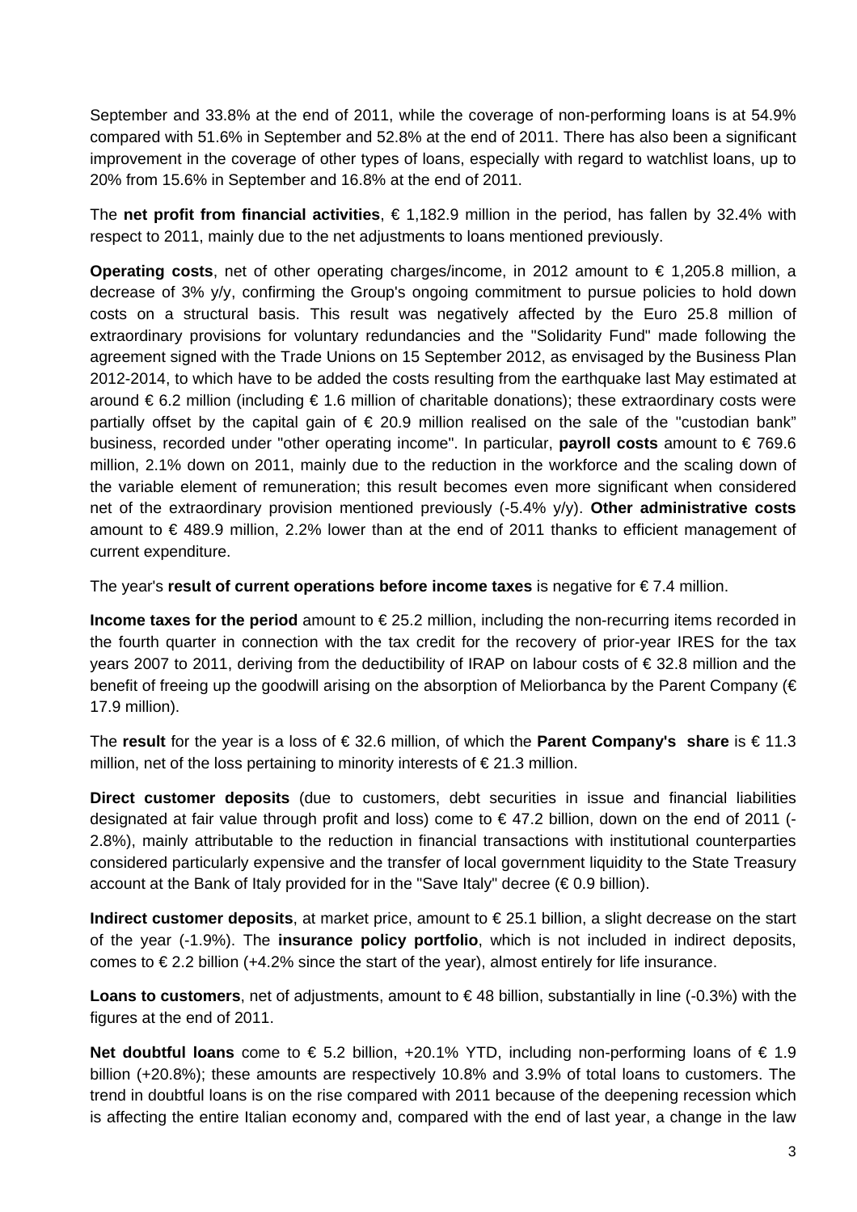September and 33.8% at the end of 2011, while the coverage of non-performing loans is at 54.9% compared with 51.6% in September and 52.8% at the end of 2011. There has also been a significant improvement in the coverage of other types of loans, especially with regard to watchlist loans, up to 20% from 15.6% in September and 16.8% at the end of 2011.

The **net profit from financial activities**, € 1,182.9 million in the period, has fallen by 32.4% with respect to 2011, mainly due to the net adjustments to loans mentioned previously.

**Operating costs**, net of other operating charges/income, in 2012 amount to € 1,205.8 million, a decrease of 3% y/y, confirming the Group's ongoing commitment to pursue policies to hold down costs on a structural basis. This result was negatively affected by the Euro 25.8 million of extraordinary provisions for voluntary redundancies and the "Solidarity Fund" made following the agreement signed with the Trade Unions on 15 September 2012, as envisaged by the Business Plan 2012-2014, to which have to be added the costs resulting from the earthquake last May estimated at around € 6.2 million (including € 1.6 million of charitable donations); these extraordinary costs were partially offset by the capital gain of € 20.9 million realised on the sale of the "custodian bank" business, recorded under "other operating income". In particular, **payroll costs** amount to € 769.6 million, 2.1% down on 2011, mainly due to the reduction in the workforce and the scaling down of the variable element of remuneration; this result becomes even more significant when considered net of the extraordinary provision mentioned previously (-5.4% y/y). **Other administrative costs** amount to € 489.9 million, 2.2% lower than at the end of 2011 thanks to efficient management of current expenditure.

The year's **result of current operations before income taxes** is negative for € 7.4 million.

**Income taxes for the period** amount to € 25.2 million, including the non-recurring items recorded in the fourth quarter in connection with the tax credit for the recovery of prior-year IRES for the tax years 2007 to 2011, deriving from the deductibility of IRAP on labour costs of € 32.8 million and the benefit of freeing up the goodwill arising on the absorption of Meliorbanca by the Parent Company (€ 17.9 million).

The **result** for the year is a loss of € 32.6 million, of which the **Parent Company's share** is € 11.3 million, net of the loss pertaining to minority interests of € 21.3 million.

**Direct customer deposits** (due to customers, debt securities in issue and financial liabilities designated at fair value through profit and loss) come to € 47.2 billion, down on the end of 2011 (-2.8%), mainly attributable to the reduction in financial transactions with institutional counterparties considered particularly expensive and the transfer of local government liquidity to the State Treasury account at the Bank of Italy provided for in the "Save Italy" decree (€ 0.9 billion).

**Indirect customer deposits**, at market price, amount to € 25.1 billion, a slight decrease on the start of the year (-1.9%). The **insurance policy portfolio**, which is not included in indirect deposits, comes to € 2.2 billion (+4.2% since the start of the year), almost entirely for life insurance.

**Loans to customers**, net of adjustments, amount to € 48 billion, substantially in line (-0.3%) with the figures at the end of 2011.

**Net doubtful loans** come to € 5.2 billion, +20.1% YTD, including non-performing loans of € 1.9 billion (+20.8%); these amounts are respectively 10.8% and 3.9% of total loans to customers. The trend in doubtful loans is on the rise compared with 2011 because of the deepening recession which is affecting the entire Italian economy and, compared with the end of last year, a change in the law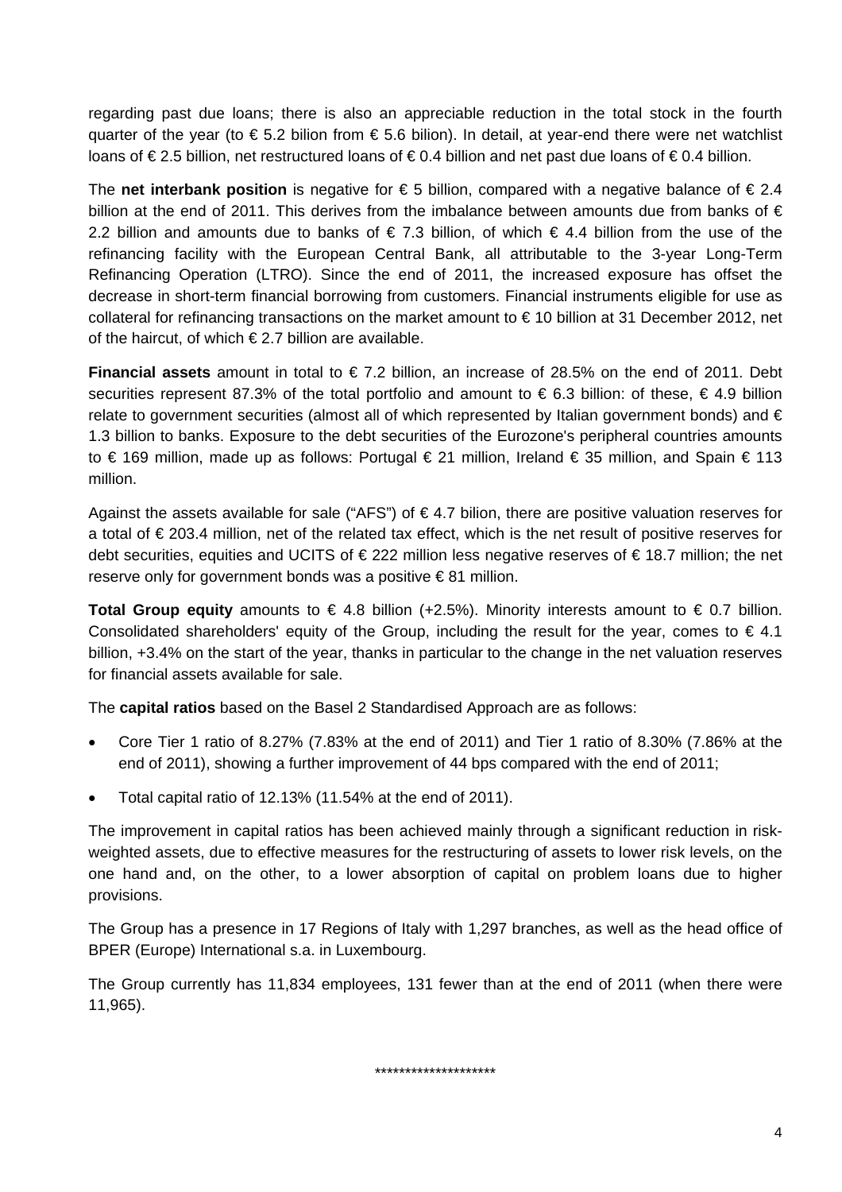regarding past due loans; there is also an appreciable reduction in the total stock in the fourth quarter of the year (to € 5.2 bilion from € 5.6 bilion). In detail, at year-end there were net watchlist loans of € 2.5 billion, net restructured loans of € 0.4 billion and net past due loans of € 0.4 billion.

The **net interbank position** is negative for € 5 billion, compared with a negative balance of € 2.4 billion at the end of 2011. This derives from the imbalance between amounts due from banks of € 2.2 billion and amounts due to banks of € 7.3 billion, of which € 4.4 billion from the use of the refinancing facility with the European Central Bank, all attributable to the 3-year Long-Term Refinancing Operation (LTRO). Since the end of 2011, the increased exposure has offset the decrease in short-term financial borrowing from customers. Financial instruments eligible for use as collateral for refinancing transactions on the market amount to € 10 billion at 31 December 2012, net of the haircut, of which € 2.7 billion are available.

**Financial assets** amount in total to € 7.2 billion, an increase of 28.5% on the end of 2011. Debt securities represent 87.3% of the total portfolio and amount to € 6.3 billion: of these, € 4.9 billion relate to government securities (almost all of which represented by Italian government bonds) and € 1.3 billion to banks. Exposure to the debt securities of the Eurozone's peripheral countries amounts to € 169 million, made up as follows: Portugal € 21 million, Ireland € 35 million, and Spain € 113 million.

Against the assets available for sale ("AFS") of € 4.7 bilion, there are positive valuation reserves for a total of € 203.4 million, net of the related tax effect, which is the net result of positive reserves for debt securities, equities and UCITS of € 222 million less negative reserves of € 18.7 million; the net reserve only for government bonds was a positive € 81 million.

**Total Group equity** amounts to € 4.8 billion (+2.5%). Minority interests amount to € 0.7 billion. Consolidated shareholders' equity of the Group, including the result for the year, comes to € 4.1 billion, +3.4% on the start of the year, thanks in particular to the change in the net valuation reserves for financial assets available for sale.

The **capital ratios** based on the Basel 2 Standardised Approach are as follows:

- Core Tier 1 ratio of 8.27% (7.83% at the end of 2011) and Tier 1 ratio of 8.30% (7.86% at the end of 2011), showing a further improvement of 44 bps compared with the end of 2011;
- Total capital ratio of 12.13% (11.54% at the end of 2011).

The improvement in capital ratios has been achieved mainly through a significant reduction in risk-weighted assets, due to effective measures for the restructuring of assets to lower risk levels, on the one hand and, on the other, to a lower absorption of capital on problem loans due to higher provisions.

The Group has a presence in 17 Regions of Italy with 1,297 branches, as well as the head office of BPER (Europe) International s.a. in Luxembourg.

The Group currently has 11,834 employees, 131 fewer than at the end of 2011 (when there were 11,965).

********************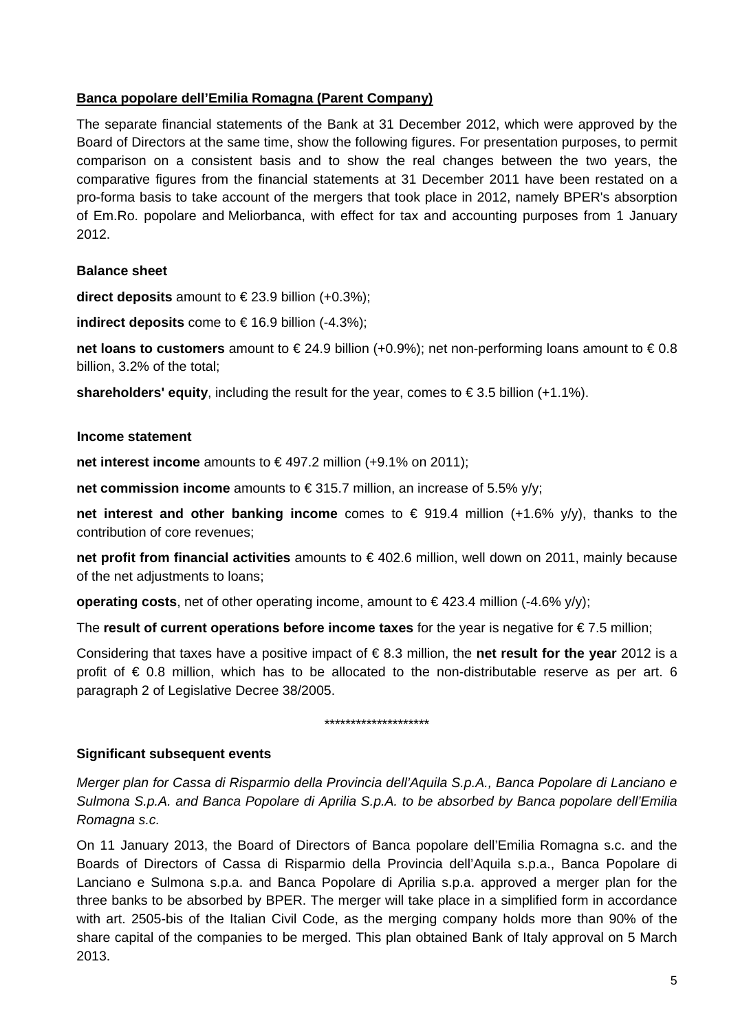**Banca popolare dell'Emilia Romagna (Parent Company)**

The separate financial statements of the Bank at 31 December 2012, which were approved by the Board of Directors at the same time, show the following figures. For presentation purposes, to permit comparison on a consistent basis and to show the real changes between the two years, the comparative figures from the financial statements at 31 December 2011 have been restated on a pro-forma basis to take account of the mergers that took place in 2012, namely BPER's absorption of Em.Ro. popolare and Meliorbanca, with effect for tax and accounting purposes from 1 January 2012.

**Balance sheet**

**direct deposits** amount to € 23.9 billion (+0.3%);

**indirect deposits** come to € 16.9 billion (-4.3%);

**net loans to customers** amount to € 24.9 billion (+0.9%); net non-performing loans amount to € 0.8 billion, 3.2% of the total;

**shareholders' equity**, including the result for the year, comes to € 3.5 billion (+1.1%).

**Income statement**

**net interest income** amounts to € 497.2 million (+9.1% on 2011);

**net commission income** amounts to € 315.7 million, an increase of 5.5% y/y;

**net interest and other banking income** comes to € 919.4 million (+1.6% y/y), thanks to the contribution of core revenues;

**net profit from financial activities** amounts to € 402.6 million, well down on 2011, mainly because of the net adjustments to loans;

**operating costs**, net of other operating income, amount to € 423.4 million (-4.6% y/y);

The **result of current operations before income taxes** for the year is negative for € 7.5 million;

Considering that taxes have a positive impact of € 8.3 million, the **net result for the year** 2012 is a profit of € 0.8 million, which has to be allocated to the non-distributable reserve as per art. 6 paragraph 2 of Legislative Decree 38/2005.

********************

**Significant subsequent events**

*Merger plan for Cassa di Risparmio della Provincia dell'Aquila S.p.A., Banca Popolare di Lanciano e Sulmona S.p.A. and Banca Popolare di Aprilia S.p.A. to be absorbed by Banca popolare dell'Emilia Romagna s.c.*

On 11 January 2013, the Board of Directors of Banca popolare dell'Emilia Romagna s.c. and the Boards of Directors of Cassa di Risparmio della Provincia dell'Aquila s.p.a., Banca Popolare di Lanciano e Sulmona s.p.a. and Banca Popolare di Aprilia s.p.a. approved a merger plan for the three banks to be absorbed by BPER. The merger will take place in a simplified form in accordance with art. 2505-bis of the Italian Civil Code, as the merging company holds more than 90% of the share capital of the companies to be merged. This plan obtained Bank of Italy approval on 5 March 2013.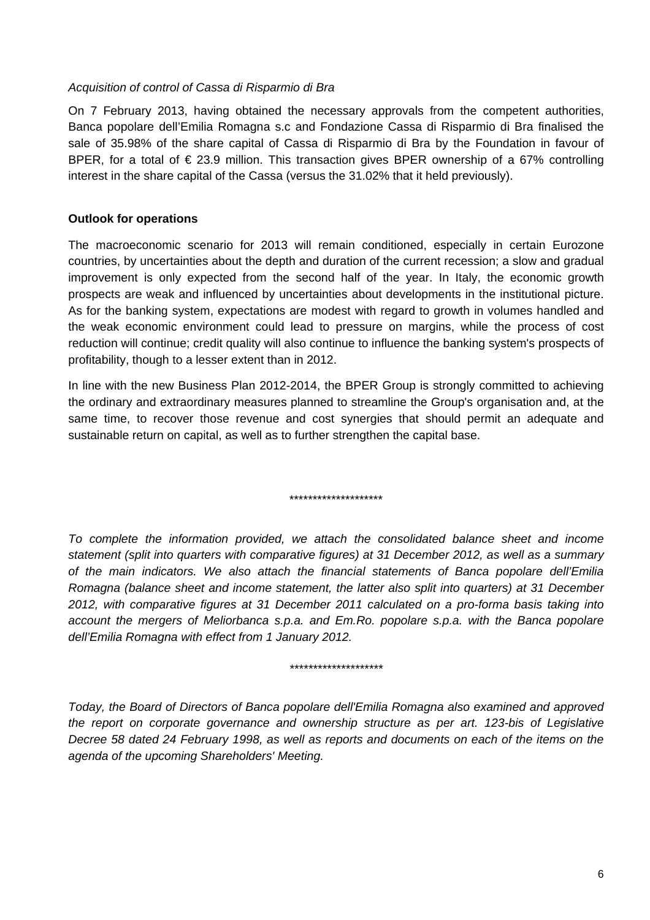*Acquisition of control of Cassa di Risparmio di Bra*

On 7 February 2013, having obtained the necessary approvals from the competent authorities, Banca popolare dell'Emilia Romagna s.c and Fondazione Cassa di Risparmio di Bra finalised the sale of 35.98% of the share capital of Cassa di Risparmio di Bra by the Foundation in favour of BPER, for a total of € 23.9 million. This transaction gives BPER ownership of a 67% controlling interest in the share capital of the Cassa (versus the 31.02% that it held previously).

**Outlook for operations**

The macroeconomic scenario for 2013 will remain conditioned, especially in certain Eurozone countries, by uncertainties about the depth and duration of the current recession; a slow and gradual improvement is only expected from the second half of the year. In Italy, the economic growth prospects are weak and influenced by uncertainties about developments in the institutional picture. As for the banking system, expectations are modest with regard to growth in volumes handled and the weak economic environment could lead to pressure on margins, while the process of cost reduction will continue; credit quality will also continue to influence the banking system's prospects of profitability, though to a lesser extent than in 2012.

In line with the new Business Plan 2012-2014, the BPER Group is strongly committed to achieving the ordinary and extraordinary measures planned to streamline the Group's organisation and, at the same time, to recover those revenue and cost synergies that should permit an adequate and sustainable return on capital, as well as to further strengthen the capital base.

********************

*To complete the information provided, we attach the consolidated balance sheet and income statement (split into quarters with comparative figures) at 31 December 2012, as well as a summary of the main indicators. We also attach the financial statements of Banca popolare dell'Emilia Romagna (balance sheet and income statement, the latter also split into quarters) at 31 December 2012, with comparative figures at 31 December 2011 calculated on a pro-forma basis taking into account the mergers of Meliorbanca s.p.a. and Em.Ro. popolare s.p.a. with the Banca popolare dell'Emilia Romagna with effect from 1 January 2012.*

********************

*Today, the Board of Directors of Banca popolare dell'Emilia Romagna also examined and approved the report on corporate governance and ownership structure as per art. 123-bis of Legislative Decree 58 dated 24 February 1998, as well as reports and documents on each of the items on the agenda of the upcoming Shareholders' Meeting.*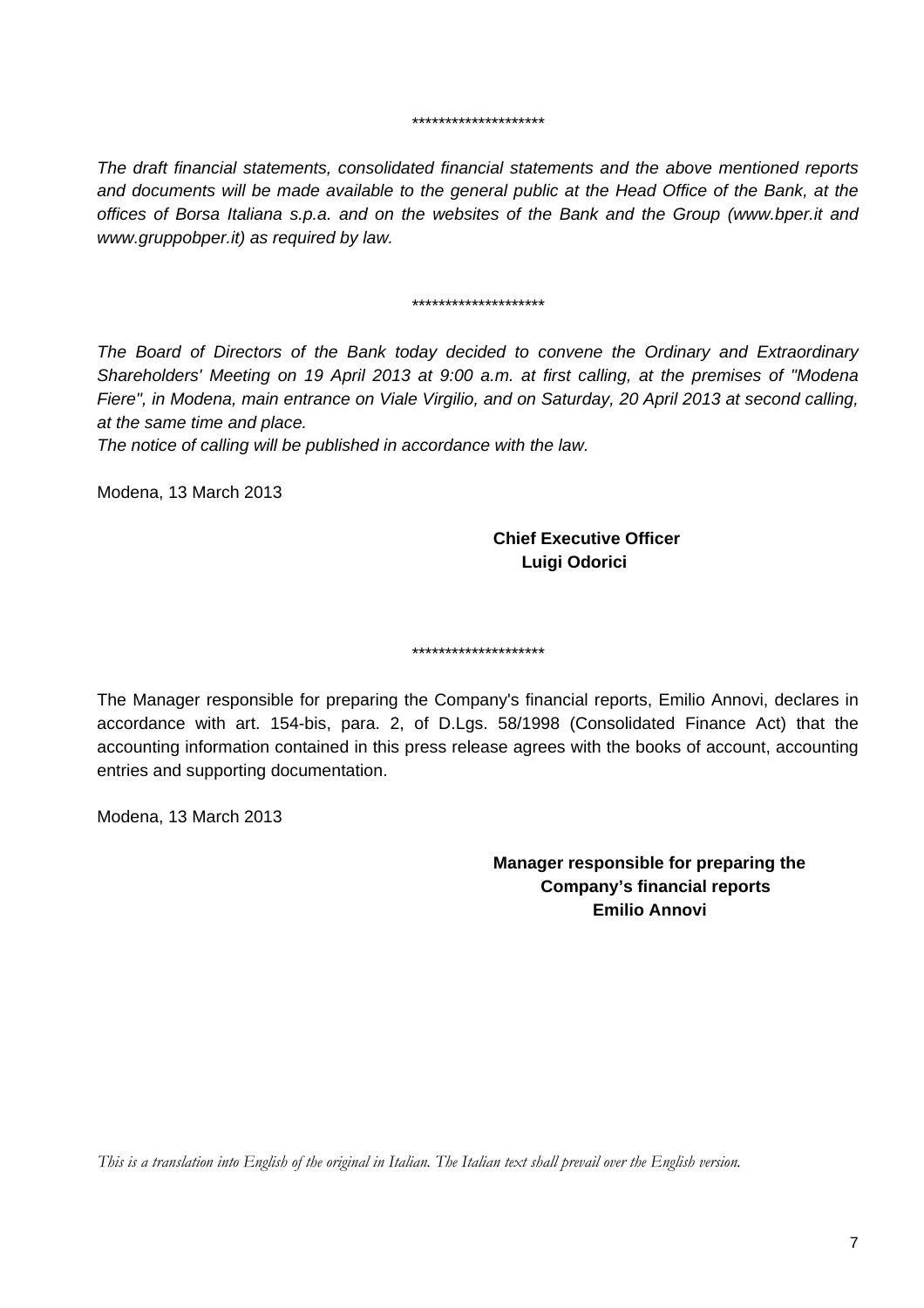********************

*The draft financial statements, consolidated financial statements and the above mentioned reports and documents will be made available to the general public at the Head Office of the Bank, at the offices of Borsa Italiana s.p.a. and on the websites of the Bank and the Group (www.bper.it and www.gruppobper.it) as required by law.*

********************

*The Board of Directors of the Bank today decided to convene the Ordinary and Extraordinary Shareholders' Meeting on 19 April 2013 at 9:00 a.m. at first calling, at the premises of "Modena Fiere", in Modena, main entrance on Viale Virgilio, and on Saturday, 20 April 2013 at second calling, at the same time and place.*

*The notice of calling will be published in accordance with the law.*

Modena, 13 March 2013

**Chief Executive Officer**
**Luigi Odorici**

********************

The Manager responsible for preparing the Company's financial reports, Emilio Annovi, declares in accordance with art. 154-bis, para. 2, of D.Lgs. 58/1998 (Consolidated Finance Act) that the accounting information contained in this press release agrees with the books of account, accounting entries and supporting documentation.

Modena, 13 March 2013

**Manager responsible for preparing the**
**Company's financial reports**
**Emilio Annovi**

*This is a translation into English of the original in Italian. The Italian text shall prevail over the English version.*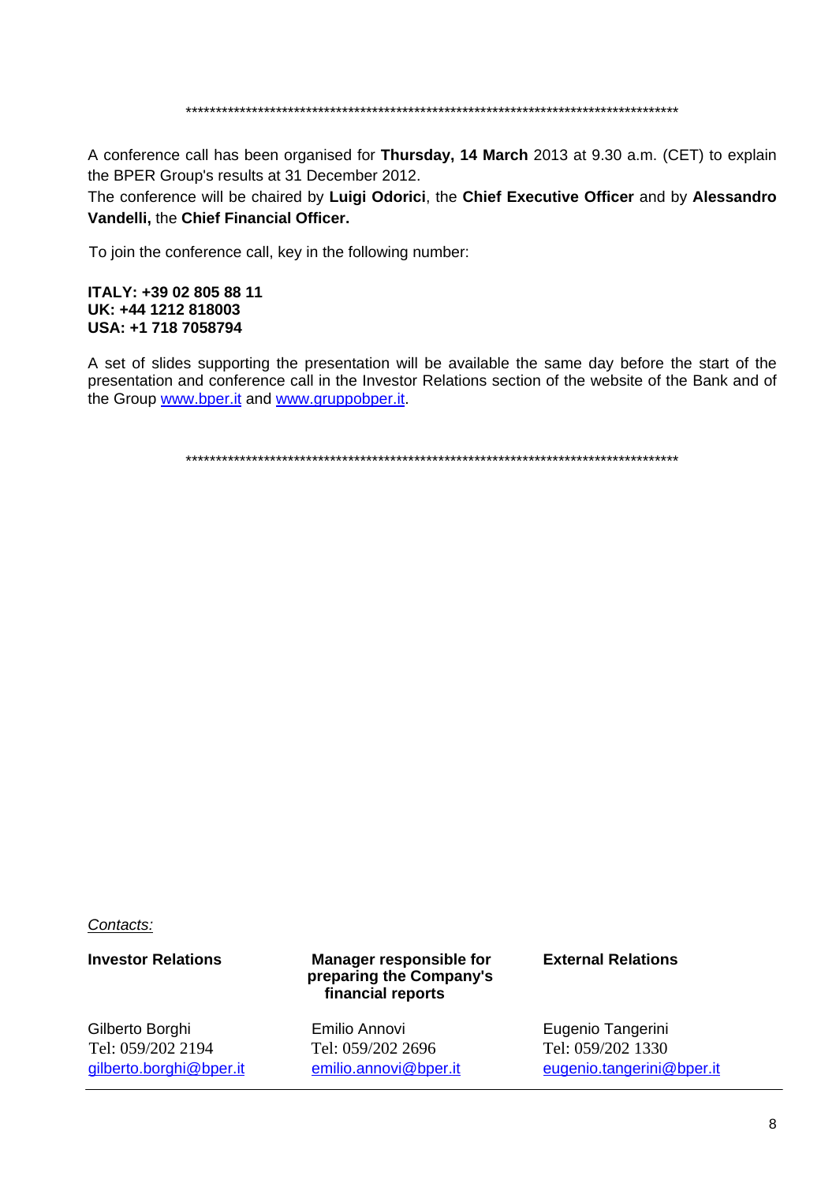\*\*\*\*\*\*\*\*\*\*\*\*\*\*\*\*\*\*\*\*\*\*\*\*\*\*\*\*\*\*\*\*\*\*\*\*\*\*\*\*\*\*\*\*\*\*\*\*\*\*\*\*\*\*\*\*\*\*\*\*\*\*\*\*\*\*\*\*\*\*\*\*\*\*\*\*\*\*\*\*\*\*\*\*\*

A conference call has been organised for **Thursday, 14 March** 2013 at 9.30 a.m. (CET) to explain the BPER Group's results at 31 December 2012.
The conference will be chaired by **Luigi Odorici**, the **Chief Executive Officer** and by **Alessandro Vandelli,** the **Chief Financial Officer.**

To join the conference call, key in the following number:

**ITALY: +39 02 805 88 11**
**UK: +44 1212 818003**
**USA: +1 718 7058794**

A set of slides supporting the presentation will be available the same day before the start of the presentation and conference call in the Investor Relations section of the website of the Bank and of the Group www.bper.it and www.gruppobper.it.

\*\*\*\*\*\*\*\*\*\*\*\*\*\*\*\*\*\*\*\*\*\*\*\*\*\*\*\*\*\*\*\*\*\*\*\*\*\*\*\*\*\*\*\*\*\*\*\*\*\*\*\*\*\*\*\*\*\*\*\*\*\*\*\*\*\*\*\*\*\*\*\*\*\*\*\*\*\*\*\*\*\*\*\*\*

*Contacts:*

| **Investor Relations** | **Manager responsible for preparing the Company's financial reports** | **External Relations** |
|---|---|---|
| Gilberto Borghi | Emilio Annovi | Eugenio Tangerini |
| Tel: 059/202 2194 | Tel: 059/202 2696 | Tel: 059/202 1330 |
| gilberto.borghi@bper.it | emilio.annovi@bper.it | eugenio.tangerini@bper.it |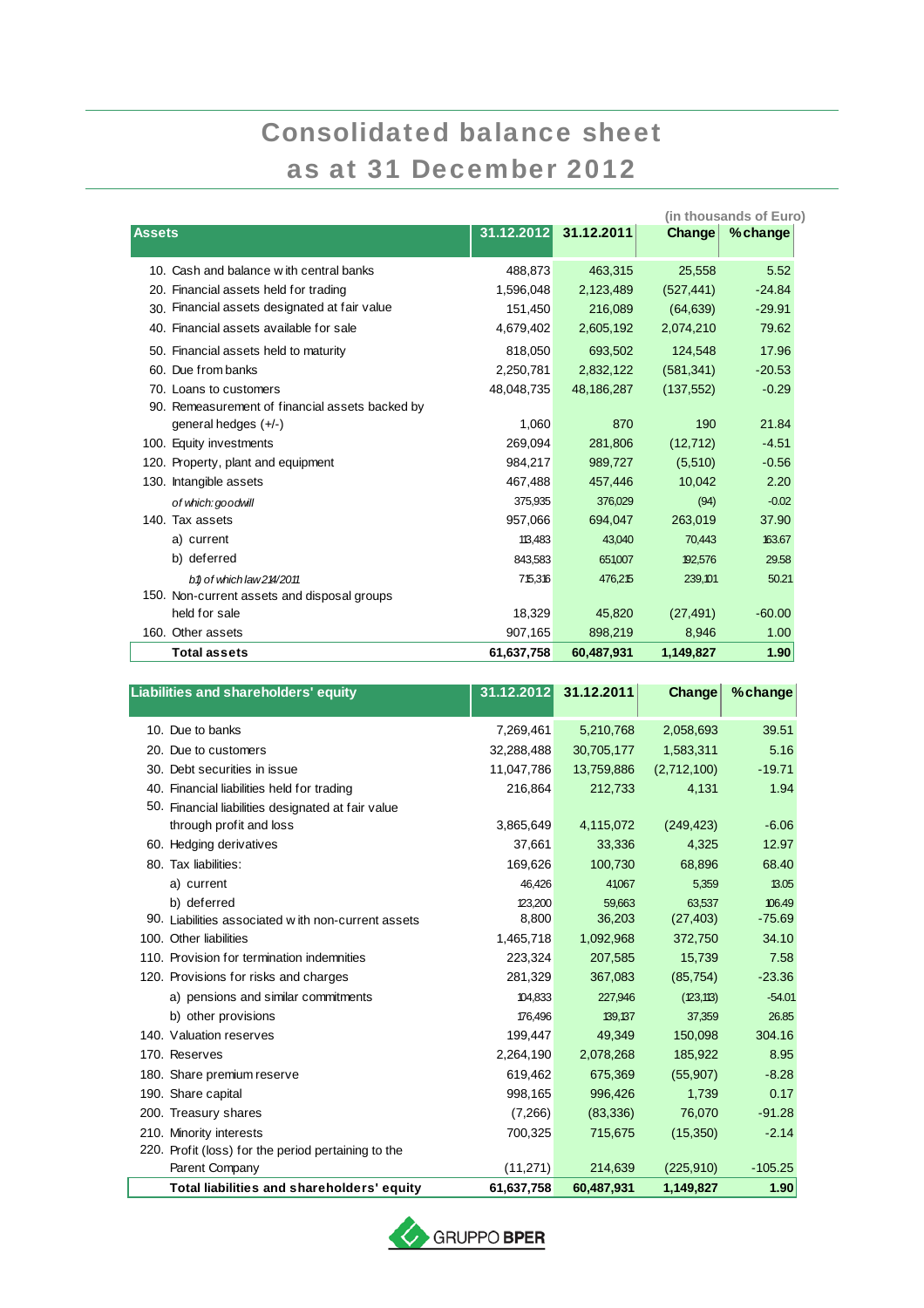# Consolidated balance sheet as at 31 December 2012

(in thousands of Euro)

| Assets | 31.12.2012 | 31.12.2011 | Change | % change |
|---|---|---|---|---|
| 10. Cash and balance with central banks | 488,873 | 463,315 | 25,558 | 5.52 |
| 20. Financial assets held for trading | 1,596,048 | 2,123,489 | (527,441) | -24.84 |
| 30. Financial assets designated at fair value | 151,450 | 216,089 | (64,639) | -29.91 |
| 40. Financial assets available for sale | 4,679,402 | 2,605,192 | 2,074,210 | 79.62 |
| 50. Financial assets held to maturity | 818,050 | 693,502 | 124,548 | 17.96 |
| 60. Due from banks | 2,250,781 | 2,832,122 | (581,341) | -20.53 |
| 70. Loans to customers | 48,048,735 | 48,186,287 | (137,552) | -0.29 |
| 90. Remeasurement of financial assets backed by general hedges (+/-) | 1,060 | 870 | 190 | 21.84 |
| 100. Equity investments | 269,094 | 281,806 | (12,712) | -4.51 |
| 120. Property, plant and equipment | 984,217 | 989,727 | (5,510) | -0.56 |
| 130. Intangible assets | 467,488 | 457,446 | 10,042 | 2.20 |
| *of which: goodwill* | 375,935 | 376,029 | (94) | -0.02 |
| 140. Tax assets | 957,066 | 694,047 | 263,019 | 37.90 |
| a) current | 113,483 | 43,040 | 70,443 | 163.67 |
| b) deferred | 843,583 | 651,007 | 192,576 | 29.58 |
| *b1) of which law 214/2011* | 715,316 | 476,215 | 239,101 | 50.21 |
| 150. Non-current assets and disposal groups held for sale | 18,329 | 45,820 | (27,491) | -60.00 |
| 160. Other assets | 907,165 | 898,219 | 8,946 | 1.00 |
| **Total assets** | **61,637,758** | **60,487,931** | **1,149,827** | **1.90** |

| Liabilities and shareholders' equity | 31.12.2012 | 31.12.2011 | Change | % change |
|---|---|---|---|---|
| 10. Due to banks | 7,269,461 | 5,210,768 | 2,058,693 | 39.51 |
| 20. Due to customers | 32,288,488 | 30,705,177 | 1,583,311 | 5.16 |
| 30. Debt securities in issue | 11,047,786 | 13,759,886 | (2,712,100) | -19.71 |
| 40. Financial liabilities held for trading | 216,864 | 212,733 | 4,131 | 1.94 |
| 50. Financial liabilities designated at fair value through profit and loss | 3,865,649 | 4,115,072 | (249,423) | -6.06 |
| 60. Hedging derivatives | 37,661 | 33,336 | 4,325 | 12.97 |
| 80. Tax liabilities: | 169,626 | 100,730 | 68,896 | 68.40 |
| a) current | 46,426 | 41,067 | 5,359 | 13.05 |
| b) deferred | 123,200 | 59,663 | 63,537 | 106.49 |
| 90. Liabilities associated with non-current assets | 8,800 | 36,203 | (27,403) | -75.69 |
| 100. Other liabilities | 1,465,718 | 1,092,968 | 372,750 | 34.10 |
| 110. Provision for termination indemnities | 223,324 | 207,585 | 15,739 | 7.58 |
| 120. Provisions for risks and charges | 281,329 | 367,083 | (85,754) | -23.36 |
| a) pensions and similar commitments | 104,833 | 227,946 | (123,113) | -54.01 |
| b) other provisions | 176,496 | 139,137 | 37,359 | 26.85 |
| 140. Valuation reserves | 199,447 | 49,349 | 150,098 | 304.16 |
| 170. Reserves | 2,264,190 | 2,078,268 | 185,922 | 8.95 |
| 180. Share premium reserve | 619,462 | 675,369 | (55,907) | -8.28 |
| 190. Share capital | 998,165 | 996,426 | 1,739 | 0.17 |
| 200. Treasury shares | (7,266) | (83,336) | 76,070 | -91.28 |
| 210. Minority interests | 700,325 | 715,675 | (15,350) | -2.14 |
| 220. Profit (loss) for the period pertaining to the Parent Company | (11,271) | 214,639 | (225,910) | -105.25 |
| **Total liabilities and shareholders' equity** | **61,637,758** | **60,487,931** | **1,149,827** | **1.90** |

GRUPPO BPER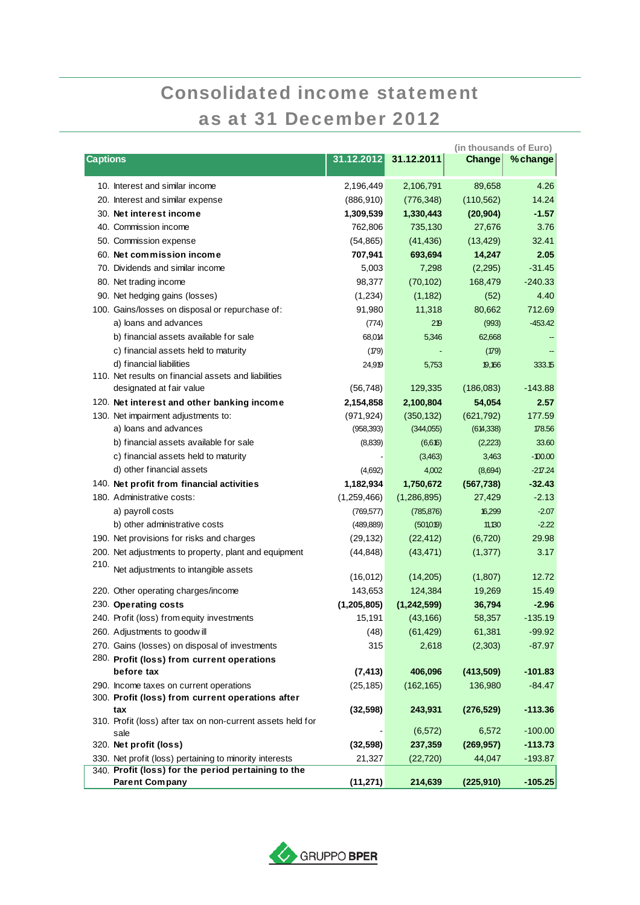# Consolidated income statement as at 31 December 2012

(in thousands of Euro)

| Captions | 31.12.2012 | 31.12.2011 | Change | % change |
|---|---|---|---|---|
| 10. Interest and similar income | 2,196,449 | 2,106,791 | 89,658 | 4.26 |
| 20. Interest and similar expense | (886,910) | (776,348) | (110,562) | 14.24 |
| 30. **Net interest income** | **1,309,539** | **1,330,443** | **(20,904)** | **-1.57** |
| 40. Commission income | 762,806 | 735,130 | 27,676 | 3.76 |
| 50. Commission expense | (54,865) | (41,436) | (13,429) | 32.41 |
| 60. **Net commission income** | **707,941** | **693,694** | **14,247** | **2.05** |
| 70. Dividends and similar income | 5,003 | 7,298 | (2,295) | -31.45 |
| 80. Net trading income | 98,377 | (70,102) | 168,479 | -240.33 |
| 90. Net hedging gains (losses) | (1,234) | (1,182) | (52) | 4.40 |
| 100. Gains/losses on disposal or repurchase of: | 91,980 | 11,318 | 80,662 | 712.69 |
| a) loans and advances | (774) | 219 | (993) | -453.42 |
| b) financial assets available for sale | 68,014 | 5,346 | 62,668 | -- |
| c) financial assets held to maturity | (179) | - | (179) | -- |
| d) financial liabilities | 24,919 | 5,753 | 19,166 | 333.15 |
| 110. Net results on financial assets and liabilities designated at fair value | (56,748) | 129,335 | (186,083) | -143.88 |
| 120. **Net interest and other banking income** | **2,154,858** | **2,100,804** | **54,054** | **2.57** |
| 130. Net impairment adjustments to: | (971,924) | (350,132) | (621,792) | 177.59 |
| a) loans and advances | (958,393) | (344,055) | (614,338) | 178.56 |
| b) financial assets available for sale | (8,839) | (6,616) | (2,223) | 33.60 |
| c) financial assets held to maturity | - | (3,463) | 3,463 | -100.00 |
| d) other financial assets | (4,692) | 4,002 | (8,694) | -217.24 |
| 140. **Net profit from financial activities** | **1,182,934** | **1,750,672** | **(567,738)** | **-32.43** |
| 180. Administrative costs: | (1,259,466) | (1,286,895) | 27,429 | -2.13 |
| a) payroll costs | (769,577) | (785,876) | 16,299 | -2.07 |
| b) other administrative costs | (489,889) | (501,019) | 11,130 | -2.22 |
| 190. Net provisions for risks and charges | (29,132) | (22,412) | (6,720) | 29.98 |
| 200. Net adjustments to property, plant and equipment | (44,848) | (43,471) | (1,377) | 3.17 |
| 210. Net adjustments to intangible assets | (16,012) | (14,205) | (1,807) | 12.72 |
| 220. Other operating charges/income | 143,653 | 124,384 | 19,269 | 15.49 |
| 230. **Operating costs** | **(1,205,805)** | **(1,242,599)** | **36,794** | **-2.96** |
| 240. Profit (loss) from equity investments | 15,191 | (43,166) | 58,357 | -135.19 |
| 260. Adjustments to goodwill | (48) | (61,429) | 61,381 | -99.92 |
| 270. Gains (losses) on disposal of investments | 315 | 2,618 | (2,303) | -87.97 |
| 280. **Profit (loss) from current operations before tax** | **(7,413)** | **406,096** | **(413,509)** | **-101.83** |
| 290. Income taxes on current operations | (25,185) | (162,165) | 136,980 | -84.47 |
| 300. **Profit (loss) from current operations after tax** | **(32,598)** | **243,931** | **(276,529)** | **-113.36** |
| 310. Profit (loss) after tax on non-current assets held for sale | - | (6,572) | 6,572 | -100.00 |
| 320. **Net profit (loss)** | **(32,598)** | **237,359** | **(269,957)** | **-113.73** |
| 330. Net profit (loss) pertaining to minority interests | 21,327 | (22,720) | 44,047 | -193.87 |
| 340. **Profit (loss) for the period pertaining to the Parent Company** | **(11,271)** | **214,639** | **(225,910)** | **-105.25** |

GRUPPO BPER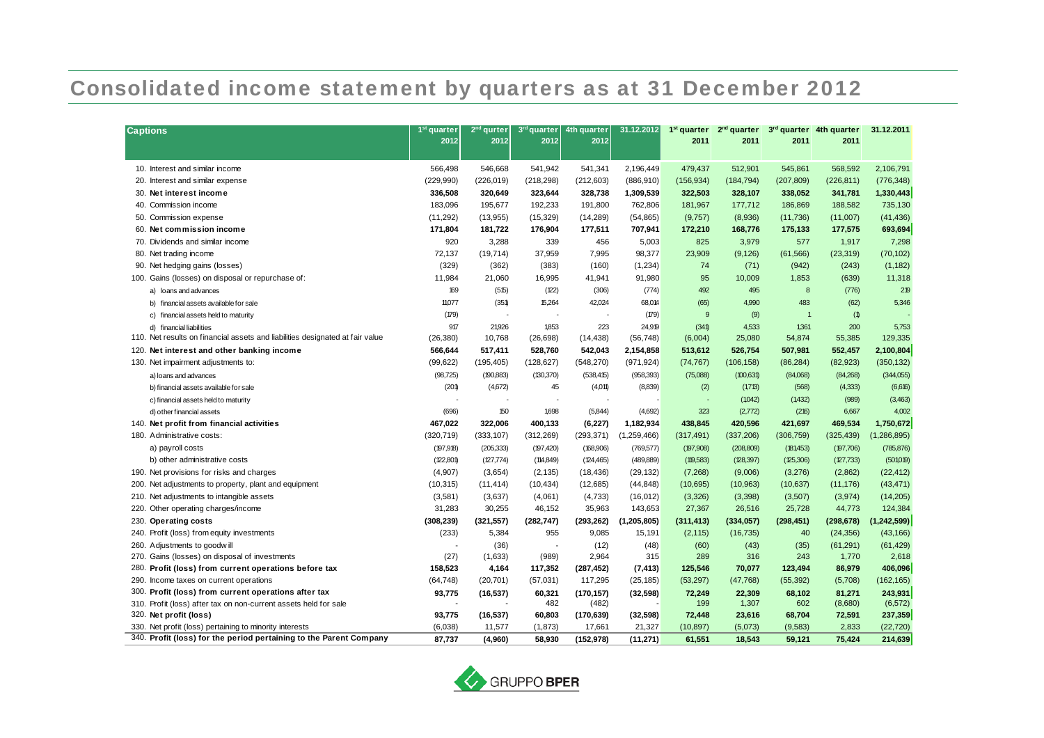# Consolidated income statement by quarters as at 31 December 2012

| Captions | 1st quarter 2012 | 2nd qurter 2012 | 3rd quarter 2012 | 4th quarter 2012 | 31.12.2012 | 1st quarter 2011 | 2nd quarter 2011 | 3rd quarter 2011 | 4th quarter 2011 | 31.12.2011 |
|---|---|---|---|---|---|---|---|---|---|---|
| 10. Interest and similar income | 566,498 | 546,668 | 541,942 | 541,341 | 2,196,449 | 479,437 | 512,901 | 545,861 | 568,592 | 2,106,791 |
| 20. Interest and similar expense | (229,990) | (226,019) | (218,298) | (212,603) | (886,910) | (156,934) | (184,794) | (207,809) | (226,811) | (776,348) |
| 30. **Net interest income** | **336,508** | **320,649** | **323,644** | **328,738** | **1,309,539** | **322,503** | **328,107** | **338,052** | **341,781** | **1,330,443** |
| 40. Commission income | 183,096 | 195,677 | 192,233 | 191,800 | 762,806 | 181,967 | 177,712 | 186,869 | 188,582 | 735,130 |
| 50. Commission expense | (11,292) | (13,955) | (15,329) | (14,289) | (54,865) | (9,757) | (8,936) | (11,736) | (11,007) | (41,436) |
| 60. **Net commission income** | **171,804** | **181,722** | **176,904** | **177,511** | **707,941** | **172,210** | **168,776** | **175,133** | **177,575** | **693,694** |
| 70. Dividends and similar income | 920 | 3,288 | 339 | 456 | 5,003 | 825 | 3,979 | 577 | 1,917 | 7,298 |
| 80. Net trading income | 72,137 | (19,714) | 37,959 | 7,995 | 98,377 | 23,909 | (9,126) | (61,566) | (23,319) | (70,102) |
| 90. Net hedging gains (losses) | (329) | (362) | (383) | (160) | (1,234) | 74 | (71) | (942) | (243) | (1,182) |
| 100. Gains (losses) on disposal or repurchase of: | 11,984 | 21,060 | 16,995 | 41,941 | 91,980 | 95 | 10,009 | 1,853 | (639) | 11,318 |
| a) loans and advances | 169 | (515) | (122) | (306) | (774) | 492 | 495 | 8 | (776) | 219 |
| b) financial assets available for sale | 11,077 | (351) | 15,264 | 42,024 | 68,014 | (65) | 4,990 | 483 | (62) | 5,346 |
| c) financial assets held to maturity | (179) | - | - | - | (179) | 9 | (9) | 1 | (1) | - |
| d) financial liabilities | 917 | 21,926 | 1,853 | 223 | 24,919 | (341) | 4,533 | 1,361 | 200 | 5,753 |
| 110. Net results on financial assets and liabilities designated at fair value | (26,380) | 10,768 | (26,698) | (14,438) | (56,748) | (6,004) | 25,080 | 54,874 | 55,385 | 129,335 |
| 120. **Net interest and other banking income** | **566,644** | **517,411** | **528,760** | **542,043** | **2,154,858** | **513,612** | **526,754** | **507,981** | **552,457** | **2,100,804** |
| 130. Net impairment adjustments to: | (99,622) | (195,405) | (128,627) | (548,270) | (971,924) | (74,767) | (106,158) | (86,284) | (82,923) | (350,132) |
| a) loans and advances | (98,725) | (190,883) | (130,370) | (538,415) | (958,393) | (75,088) | (100,631) | (84,068) | (84,268) | (344,055) |
| b) financial assets available for sale | (201) | (4,672) | 45 | (4,011) | (8,839) | (2) | (1,713) | (568) | (4,333) | (6,616) |
| c) financial assets held to maturity | - | - | - | - | - | - | (1,042) | (1,432) | (989) | (3,463) |
| d) other financial assets | (696) | 150 | 1,698 | (5,844) | (4,692) | 323 | (2,772) | (216) | 6,667 | 4,002 |
| 140. **Net profit from financial activities** | **467,022** | **322,006** | **400,133** | **(6,227)** | **1,182,934** | **438,845** | **420,596** | **421,697** | **469,534** | **1,750,672** |
| 180. Administrative costs: | (320,719) | (333,107) | (312,269) | (293,371) | (1,259,466) | (317,491) | (337,206) | (306,759) | (325,439) | (1,286,895) |
| a) payroll costs | (197,918) | (205,333) | (197,420) | (168,906) | (769,577) | (197,908) | (208,809) | (181,453) | (197,706) | (785,876) |
| b) other administrative costs | (122,801) | (127,774) | (114,849) | (124,465) | (489,889) | (119,583) | (128,397) | (125,306) | (127,733) | (501,019) |
| 190. Net provisions for risks and charges | (4,907) | (3,654) | (2,135) | (18,436) | (29,132) | (7,268) | (9,006) | (3,276) | (2,862) | (22,412) |
| 200. Net adjustments to property, plant and equipment | (10,315) | (11,414) | (10,434) | (12,685) | (44,848) | (10,695) | (10,963) | (10,637) | (11,176) | (43,471) |
| 210. Net adjustments to intangible assets | (3,581) | (3,637) | (4,061) | (4,733) | (16,012) | (3,326) | (3,398) | (3,507) | (3,974) | (14,205) |
| 220. Other operating charges/income | 31,283 | 30,255 | 46,152 | 35,963 | 143,653 | 27,367 | 26,516 | 25,728 | 44,773 | 124,384 |
| 230. **Operating costs** | **(308,239)** | **(321,557)** | **(282,747)** | **(293,262)** | **(1,205,805)** | **(311,413)** | **(334,057)** | **(298,451)** | **(298,678)** | **(1,242,599)** |
| 240. Profit (loss) from equity investments | (233) | 5,384 | 955 | 9,085 | 15,191 | (2,115) | (16,735) | 40 | (24,356) | (43,166) |
| 260. Adjustments to goodwill | - | (36) | - | (12) | (48) | (60) | (43) | (35) | (61,291) | (61,429) |
| 270. Gains (losses) on disposal of investments | (27) | (1,633) | (989) | 2,964 | 315 | 289 | 316 | 243 | 1,770 | 2,618 |
| 280. **Profit (loss) from current operations before tax** | **158,523** | **4,164** | **117,352** | **(287,452)** | **(7,413)** | **125,546** | **70,077** | **123,494** | **86,979** | **406,096** |
| 290. Income taxes on current operations | (64,748) | (20,701) | (57,031) | 117,295 | (25,185) | (53,297) | (47,768) | (55,392) | (5,708) | (162,165) |
| 300. **Profit (loss) from current operations after tax** | **93,775** | **(16,537)** | **60,321** | **(170,157)** | **(32,598)** | **72,249** | **22,309** | **68,102** | **81,271** | **243,931** |
| 310. Profit (loss) after tax on non-current assets held for sale | - | - | 482 | (482) | - | 199 | 1,307 | 602 | (8,680) | (6,572) |
| 320. **Net profit (loss)** | **93,775** | **(16,537)** | **60,803** | **(170,639)** | **(32,598)** | **72,448** | **23,616** | **68,704** | **72,591** | **237,359** |
| 330. Net profit (loss) pertaining to minority interests | (6,038) | 11,577 | (1,873) | 17,661 | 21,327 | (10,897) | (5,073) | (9,583) | 2,833 | (22,720) |
| 340. **Profit (loss) for the period pertaining to the Parent Company** | **87,737** | **(4,960)** | **58,930** | **(152,978)** | **(11,271)** | **61,551** | **18,543** | **59,121** | **75,424** | **214,639** |

GRUPPO BPER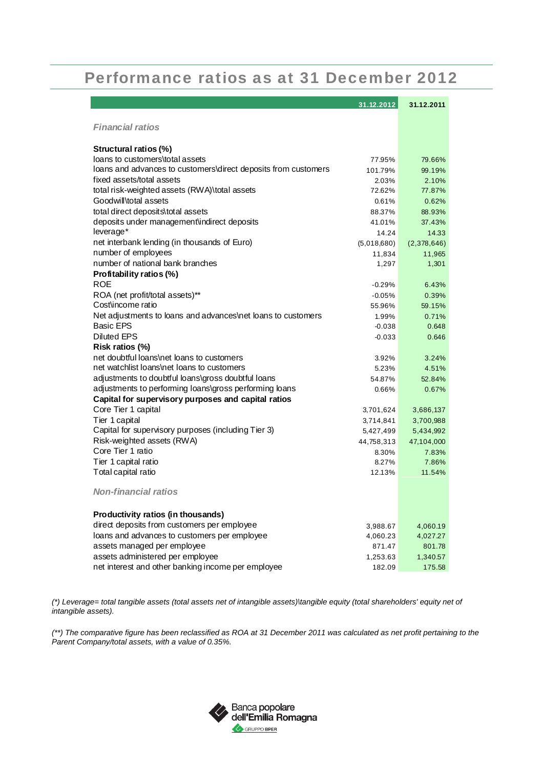# Performance ratios as at 31 December 2012

| | 31.12.2012 | 31.12.2011 |
|---|---|---|
| ***Financial ratios*** | | |
| **Structural ratios (%)** | | |
| loans to customers\total assets | 77.95% | 79.66% |
| loans and advances to customers\direct deposits from customers | 101.79% | 99.19% |
| fixed assets/total assets | 2.03% | 2.10% |
| total risk-weighted assets (RWA)\total assets | 72.62% | 77.87% |
| Goodwill\total assets | 0.61% | 0.62% |
| total direct deposits\total assets | 88.37% | 88.93% |
| deposits under management\indirect deposits | 41.01% | 37.43% |
| leverage* | 14.24 | 14.33 |
| net interbank lending (in thousands of Euro) | (5,018,680) | (2,378,646) |
| number of employees | 11,834 | 11,965 |
| number of national bank branches | 1,297 | 1,301 |
| **Profitability ratios (%)** | | |
| ROE | -0.29% | 6.43% |
| ROA (net profit/total assets)** | -0.05% | 0.39% |
| Cost\income ratio | 55.96% | 59.15% |
| Net adjustments to loans and advances\net loans to customers | 1.99% | 0.71% |
| Basic EPS | -0.038 | 0.648 |
| Diluted EPS | -0.033 | 0.646 |
| **Risk ratios (%)** | | |
| net doubtful loans\net loans to customers | 3.92% | 3.24% |
| net watchlist loans\net loans to customers | 5.23% | 4.51% |
| adjustments to doubtful loans\gross doubtful loans | 54.87% | 52.84% |
| adjustments to performing loans\gross performing loans | 0.66% | 0.67% |
| **Capital for supervisory purposes and capital ratios** | | |
| Core Tier 1 capital | 3,701,624 | 3,686,137 |
| Tier 1 capital | 3,714,841 | 3,700,988 |
| Capital for supervisory purposes (including Tier 3) | 5,427,499 | 5,434,992 |
| Risk-weighted assets (RWA) | 44,758,313 | 47,104,000 |
| Core Tier 1 ratio | 8.30% | 7.83% |
| Tier 1 capital ratio | 8.27% | 7.86% |
| Total capital ratio | 12.13% | 11.54% |
| ***Non-financial ratios*** | | |
| **Productivity ratios (in thousands)** | | |
| direct deposits from customers per employee | 3,988.67 | 4,060.19 |
| loans and advances to customers per employee | 4,060.23 | 4,027.27 |
| assets managed per employee | 871.47 | 801.78 |
| assets administered per employee | 1,253.63 | 1,340.57 |
| net interest and other banking income per employee | 182.09 | 175.58 |

*(\*) Leverage= total tangible assets (total assets net of intangible assets)\tangible equity (total shareholders' equity net of intangible assets).*

*(\*\*) The comparative figure has been reclassified as ROA at 31 December 2011 was calculated as net profit pertaining to the Parent Company/total assets, with a value of 0.35%.*

Banca popolare dell'Emilia Romagna
GRUPPO BPER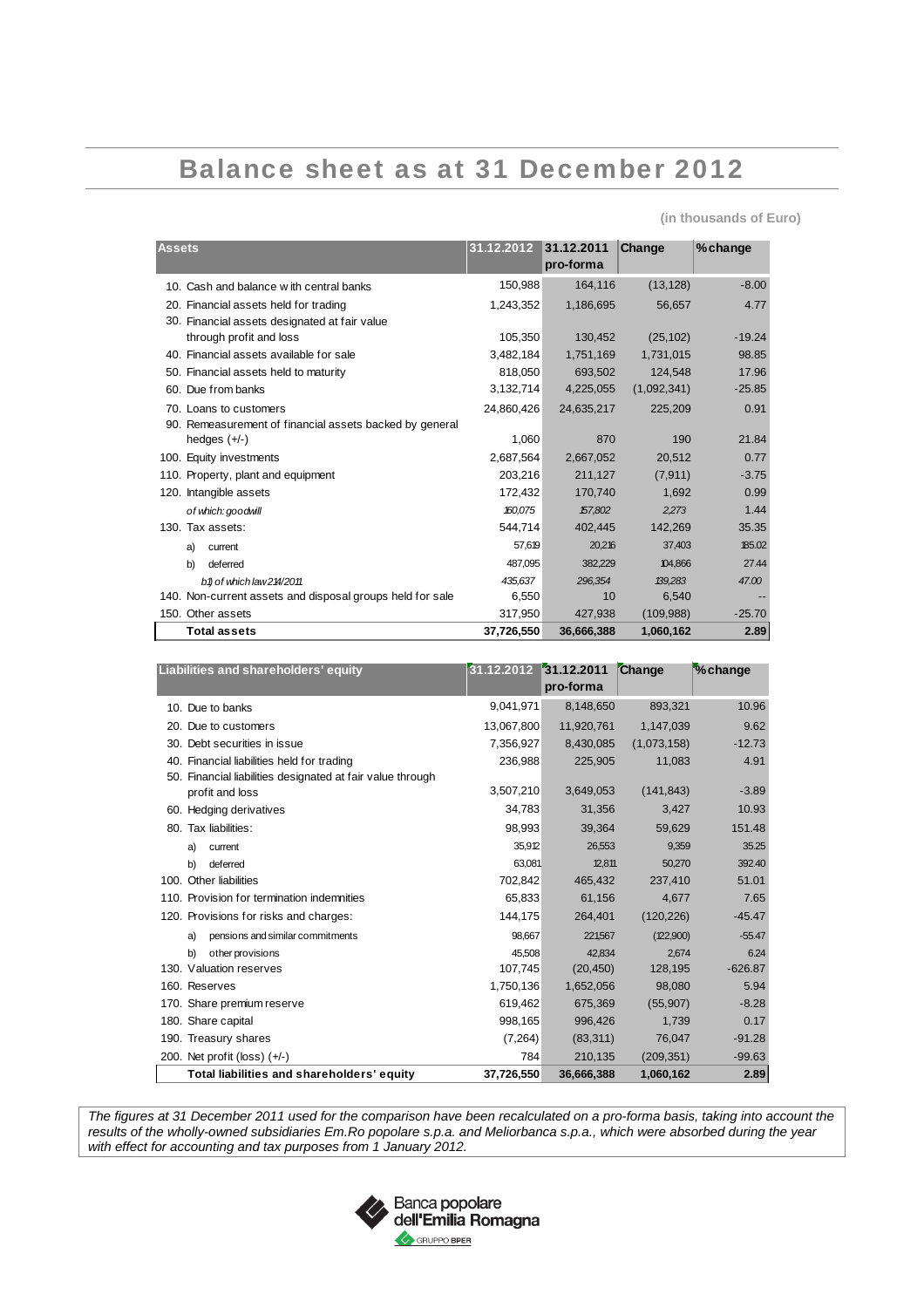# Balance sheet as at 31 December 2012

**(in thousands of Euro)**

| Assets | 31.12.2012 | 31.12.2011 pro-forma | Change | % change |
|---|---|---|---|---|
| 10. Cash and balance with central banks | 150,988 | 164,116 | (13,128) | -8.00 |
| 20. Financial assets held for trading | 1,243,352 | 1,186,695 | 56,657 | 4.77 |
| 30. Financial assets designated at fair value through profit and loss | 105,350 | 130,452 | (25,102) | -19.24 |
| 40. Financial assets available for sale | 3,482,184 | 1,751,169 | 1,731,015 | 98.85 |
| 50. Financial assets held to maturity | 818,050 | 693,502 | 124,548 | 17.96 |
| 60. Due from banks | 3,132,714 | 4,225,055 | (1,092,341) | -25.85 |
| 70. Loans to customers | 24,860,426 | 24,635,217 | 225,209 | 0.91 |
| 90. Remeasurement of financial assets backed by general hedges (+/-) | 1,060 | 870 | 190 | 21.84 |
| 100. Equity investments | 2,687,564 | 2,667,052 | 20,512 | 0.77 |
| 110. Property, plant and equipment | 203,216 | 211,127 | (7,911) | -3.75 |
| 120. Intangible assets | 172,432 | 170,740 | 1,692 | 0.99 |
| *of which: goodwill* | *160,075* | *157,802* | *2,273* | 1.44 |
| 130. Tax assets: | 544,714 | 402,445 | 142,269 | 35.35 |
| a) current | 57,619 | 20,216 | 37,403 | 185.02 |
| b) deferred | 487,095 | 382,229 | 104,866 | 27.44 |
| *b1) of which law 214/2011* | *435,637* | *296,354* | *139,283* | *47.00* |
| 140. Non-current assets and disposal groups held for sale | 6,550 | 10 | 6,540 | -- |
| 150. Other assets | 317,950 | 427,938 | (109,988) | -25.70 |
| **Total assets** | **37,726,550** | **36,666,388** | **1,060,162** | **2.89** |

| Liabilities and shareholders' equity | 31.12.2012 | 31.12.2011 pro-forma | Change | % change |
|---|---|---|---|---|
| 10. Due to banks | 9,041,971 | 8,148,650 | 893,321 | 10.96 |
| 20. Due to customers | 13,067,800 | 11,920,761 | 1,147,039 | 9.62 |
| 30. Debt securities in issue | 7,356,927 | 8,430,085 | (1,073,158) | -12.73 |
| 40. Financial liabilities held for trading | 236,988 | 225,905 | 11,083 | 4.91 |
| 50. Financial liabilities designated at fair value through profit and loss | 3,507,210 | 3,649,053 | (141,843) | -3.89 |
| 60. Hedging derivatives | 34,783 | 31,356 | 3,427 | 10.93 |
| 80. Tax liabilities: | 98,993 | 39,364 | 59,629 | 151.48 |
| a) current | 35,912 | 26,553 | 9,359 | 35.25 |
| b) deferred | 63,081 | 12,811 | 50,270 | 392.40 |
| 100. Other liabilities | 702,842 | 465,432 | 237,410 | 51.01 |
| 110. Provision for termination indemnities | 65,833 | 61,156 | 4,677 | 7.65 |
| 120. Provisions for risks and charges: | 144,175 | 264,401 | (120,226) | -45.47 |
| a) pensions and similar commitments | 98,667 | 221,567 | (122,900) | -55.47 |
| b) other provisions | 45,508 | 42,834 | 2,674 | 6.24 |
| 130. Valuation reserves | 107,745 | (20,450) | 128,195 | -626.87 |
| 160. Reserves | 1,750,136 | 1,652,056 | 98,080 | 5.94 |
| 170. Share premium reserve | 619,462 | 675,369 | (55,907) | -8.28 |
| 180. Share capital | 998,165 | 996,426 | 1,739 | 0.17 |
| 190. Treasury shares | (7,264) | (83,311) | 76,047 | -91.28 |
| 200. Net profit (loss) (+/-) | 784 | 210,135 | (209,351) | -99.63 |
| **Total liabilities and shareholders' equity** | **37,726,550** | **36,666,388** | **1,060,162** | **2.89** |

*The figures at 31 December 2011 used for the comparison have been recalculated on a pro-forma basis, taking into account the results of the wholly-owned subsidiaries Em.Ro popolare s.p.a. and Meliorbanca s.p.a., which were absorbed during the year with effect for accounting and tax purposes from 1 January 2012.*

Banca popolare dell'Emilia Romagna
GRUPPO BPER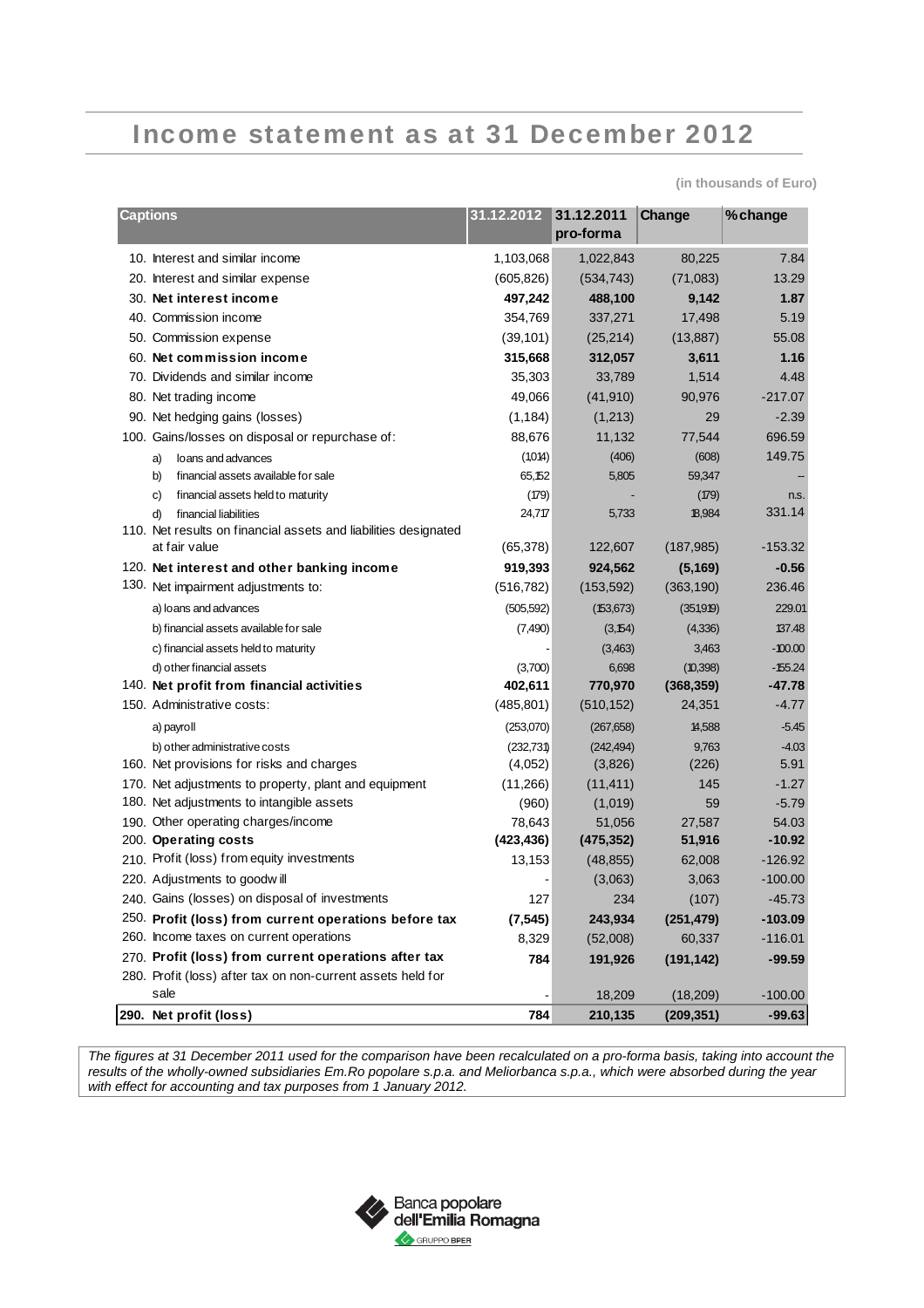# Income statement as at 31 December 2012

(in thousands of Euro)

| Captions | 31.12.2012 | 31.12.2011 pro-forma | Change | % change |
|---|---|---|---|---|
| 10. Interest and similar income | 1,103,068 | 1,022,843 | 80,225 | 7.84 |
| 20. Interest and similar expense | (605,826) | (534,743) | (71,083) | 13.29 |
| **30. Net interest income** | **497,242** | **488,100** | **9,142** | **1.87** |
| 40. Commission income | 354,769 | 337,271 | 17,498 | 5.19 |
| 50. Commission expense | (39,101) | (25,214) | (13,887) | 55.08 |
| **60. Net commission income** | **315,668** | **312,057** | **3,611** | **1.16** |
| 70. Dividends and similar income | 35,303 | 33,789 | 1,514 | 4.48 |
| 80. Net trading income | 49,066 | (41,910) | 90,976 | -217.07 |
| 90. Net hedging gains (losses) | (1,184) | (1,213) | 29 | -2.39 |
| 100. Gains/losses on disposal or repurchase of: | 88,676 | 11,132 | 77,544 | 696.59 |
| a) loans and advances | (1,014) | (406) | (608) | 149.75 |
| b) financial assets available for sale | 65,152 | 5,805 | 59,347 | -- |
| c) financial assets held to maturity | (179) | - | (179) | n.s. |
| d) financial liabilities | 24,717 | 5,733 | 18,984 | 331.14 |
| 110. Net results on financial assets and liabilities designated at fair value | (65,378) | 122,607 | (187,985) | -153.32 |
| **120. Net interest and other banking income** | **919,393** | **924,562** | **(5,169)** | **-0.56** |
| 130. Net impairment adjustments to: | (516,782) | (153,592) | (363,190) | 236.46 |
| a) loans and advances | (505,592) | (153,673) | (351,919) | 229.01 |
| b) financial assets available for sale | (7,490) | (3,154) | (4,336) | 137.48 |
| c) financial assets held to maturity | - | (3,463) | 3,463 | -100.00 |
| d) other financial assets | (3,700) | 6,698 | (10,398) | -155.24 |
| **140. Net profit from financial activities** | **402,611** | **770,970** | **(368,359)** | **-47.78** |
| 150. Administrative costs: | (485,801) | (510,152) | 24,351 | -4.77 |
| a) payroll | (253,070) | (267,658) | 14,588 | -5.45 |
| b) other administrative costs | (232,731) | (242,494) | 9,763 | -4.03 |
| 160. Net provisions for risks and charges | (4,052) | (3,826) | (226) | 5.91 |
| 170. Net adjustments to property, plant and equipment | (11,266) | (11,411) | 145 | -1.27 |
| 180. Net adjustments to intangible assets | (960) | (1,019) | 59 | -5.79 |
| 190. Other operating charges/income | 78,643 | 51,056 | 27,587 | 54.03 |
| **200. Operating costs** | **(423,436)** | **(475,352)** | **51,916** | **-10.92** |
| 210. Profit (loss) from equity investments | 13,153 | (48,855) | 62,008 | -126.92 |
| 220. Adjustments to goodwill | - | (3,063) | 3,063 | -100.00 |
| 240. Gains (losses) on disposal of investments | 127 | 234 | (107) | -45.73 |
| **250. Profit (loss) from current operations before tax** | **(7,545)** | **243,934** | **(251,479)** | **-103.09** |
| 260. Income taxes on current operations | 8,329 | (52,008) | 60,337 | -116.01 |
| **270. Profit (loss) from current operations after tax** | **784** | **191,926** | **(191,142)** | **-99.59** |
| 280. Profit (loss) after tax on non-current assets held for sale | - | 18,209 | (18,209) | -100.00 |
| **290. Net profit (loss)** | **784** | **210,135** | **(209,351)** | **-99.63** |

*The figures at 31 December 2011 used for the comparison have been recalculated on a pro-forma basis, taking into account the results of the wholly-owned subsidiaries Em.Ro popolare s.p.a. and Meliorbanca s.p.a., which were absorbed during the year with effect for accounting and tax purposes from 1 January 2012.*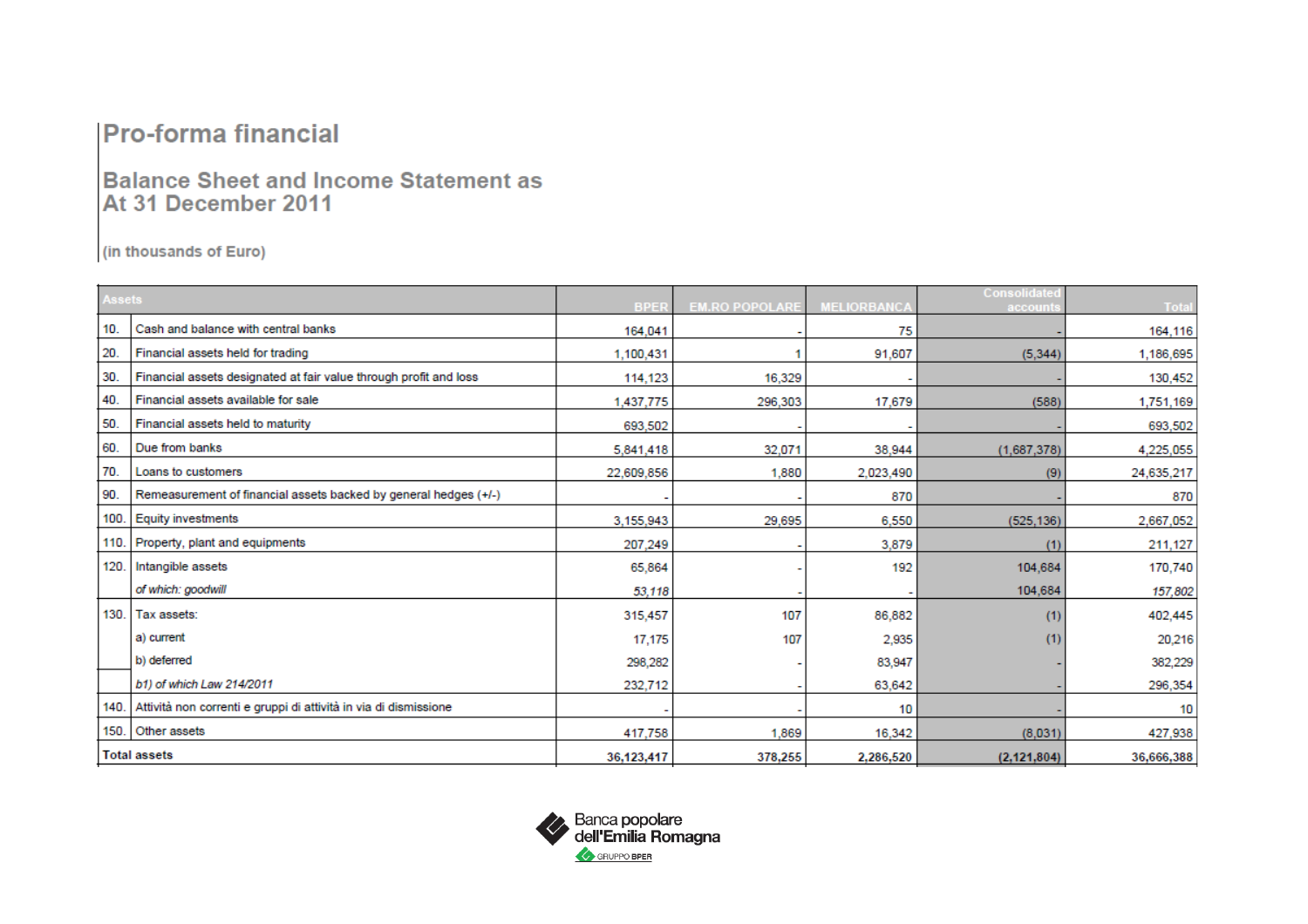# Pro-forma financial

## Balance Sheet and Income Statement as At 31 December 2011

(in thousands of Euro)

| | Assets | BPER | EM.RO POPOLARE | MELIORBANCA | Consolidated accounts | Total |
|---|---|---|---|---|---|---|
| 10. | Cash and balance with central banks | 164,041 | - | 75 | - | 164,116 |
| 20. | Financial assets held for trading | 1,100,431 | 1 | 91,607 | (5,344) | 1,186,695 |
| 30. | Financial assets designated at fair value through profit and loss | 114,123 | 16,329 | - | - | 130,452 |
| 40. | Financial assets available for sale | 1,437,775 | 296,303 | 17,679 | (588) | 1,751,169 |
| 50. | Financial assets held to maturity | 693,502 | - | - | - | 693,502 |
| 60. | Due from banks | 5,841,418 | 32,071 | 38,944 | (1,687,378) | 4,225,055 |
| 70. | Loans to customers | 22,609,856 | 1,880 | 2,023,490 | (9) | 24,635,217 |
| 90. | Remeasurement of financial assets backed by general hedges (+/-) | - | - | 870 | - | 870 |
| 100. | Equity investments | 3,155,943 | 29,695 | 6,550 | (525,136) | 2,667,052 |
| 110. | Property, plant and equipments | 207,249 | - | 3,879 | (1) | 211,127 |
| 120. | Intangible assets | 65,864 | - | 192 | 104,684 | 170,740 |
| | *of which: goodwill* | *53,118* | - | - | 104,684 | *157,802* |
| 130. | Tax assets: | 315,457 | 107 | 86,882 | (1) | 402,445 |
| | a) current | 17,175 | 107 | 2,935 | (1) | 20,216 |
| | b) deferred | 298,282 | - | 83,947 | - | 382,229 |
| | *b1) of which Law 214/2011* | 232,712 | - | 63,642 | - | 296,354 |
| 140. | Attività non correnti e gruppi di attività in via di dismissione | - | - | 10 | - | 10 |
| 150. | Other assets | 417,758 | 1,869 | 16,342 | (8,031) | 427,938 |
| **Total assets** | | **36,123,417** | **378,255** | **2,286,520** | **(2,121,804)** | **36,666,388** |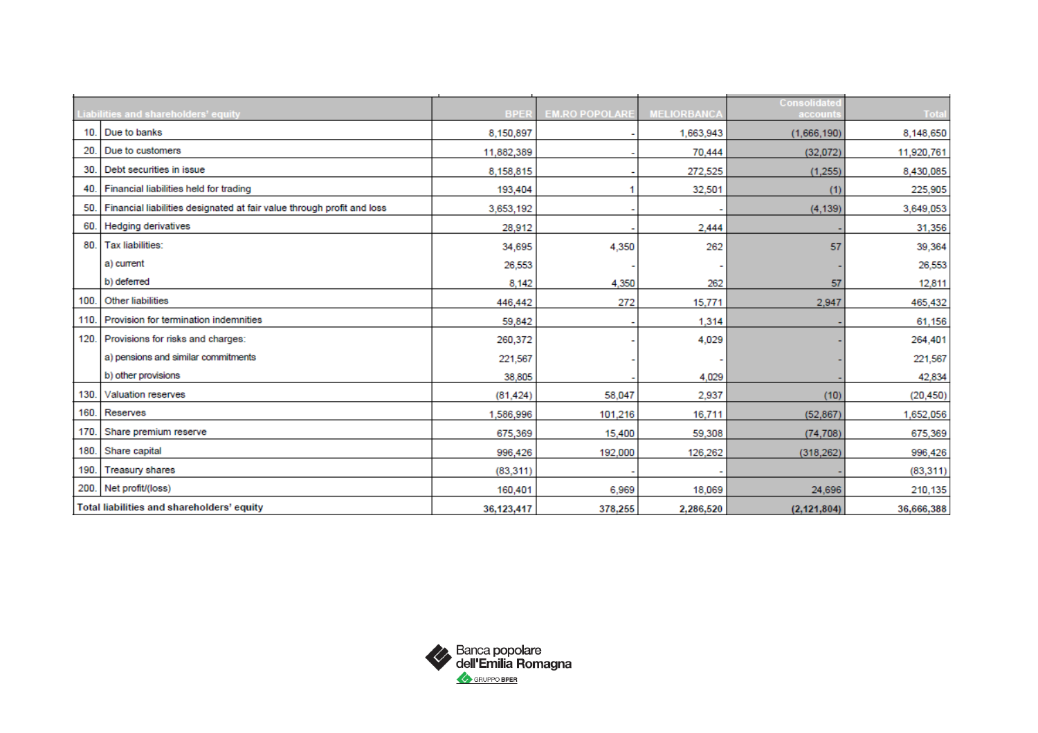| | Liabilities and shareholders' equity | BPER | EM.RO POPOLARE | MELIORBANCA | Consolidated accounts | Total |
|---|---|---|---|---|---|---|
| 10. | Due to banks | 8,150,897 | - | 1,663,943 | (1,666,190) | 8,148,650 |
| 20. | Due to customers | 11,882,389 | - | 70,444 | (32,072) | 11,920,761 |
| 30. | Debt securities in issue | 8,158,815 | - | 272,525 | (1,255) | 8,430,085 |
| 40. | Financial liabilities held for trading | 193,404 | 1 | 32,501 | (1) | 225,905 |
| 50. | Financial liabilities designated at fair value through profit and loss | 3,653,192 | - | - | (4,139) | 3,649,053 |
| 60. | Hedging derivatives | 28,912 | - | 2,444 | - | 31,356 |
| 80. | Tax liabilities: | 34,695 | 4,350 | 262 | 57 | 39,364 |
| | a) current | 26,553 | - | - | - | 26,553 |
| | b) deferred | 8,142 | 4,350 | 262 | 57 | 12,811 |
| 100. | Other liabilities | 446,442 | 272 | 15,771 | 2,947 | 465,432 |
| 110. | Provision for termination indemnities | 59,842 | - | 1,314 | - | 61,156 |
| 120. | Provisions for risks and charges: | 260,372 | - | 4,029 | - | 264,401 |
| | a) pensions and similar commitments | 221,567 | - | - | - | 221,567 |
| | b) other provisions | 38,805 | - | 4,029 | - | 42,834 |
| 130. | Valuation reserves | (81,424) | 58,047 | 2,937 | (10) | (20,450) |
| 160. | Reserves | 1,586,996 | 101,216 | 16,711 | (52,867) | 1,652,056 |
| 170. | Share premium reserve | 675,369 | 15,400 | 59,308 | (74,708) | 675,369 |
| 180. | Share capital | 996,426 | 192,000 | 126,262 | (318,262) | 996,426 |
| 190. | Treasury shares | (83,311) | - | - | - | (83,311) |
| 200. | Net profit/(loss) | 160,401 | 6,969 | 18,069 | 24,696 | 210,135 |
| **Total liabilities and shareholders' equity** | | **36,123,417** | **378,255** | **2,286,520** | **(2,121,804)** | **36,666,388** |

Banca popolare dell'Emilia Romagna
GRUPPO BPER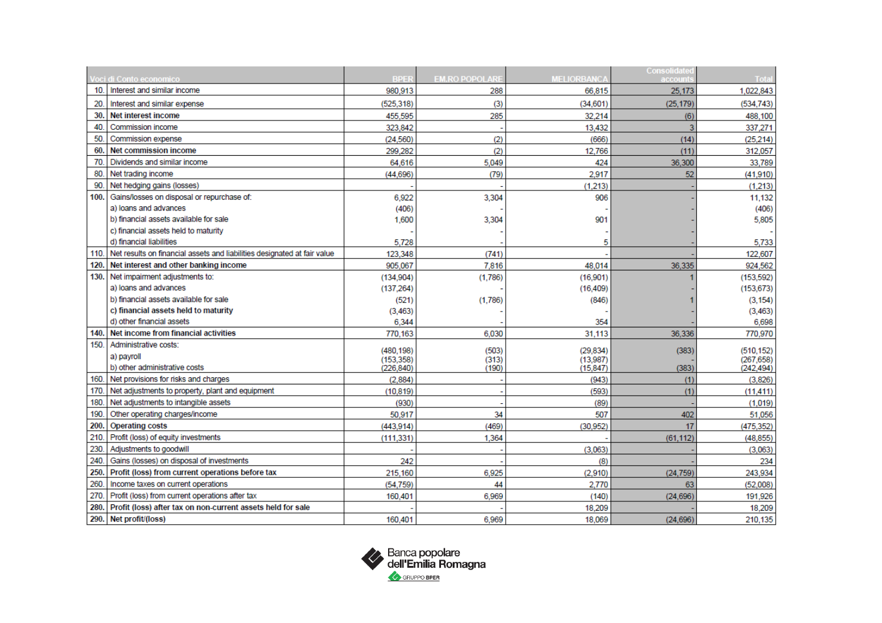| | Voci di Conto economico | BPER | EM.RO POPOLARE | MELIORBANCA | Consolidated accounts | Total |
|---|---|---|---|---|---|---|
| 10. | Interest and similar income | 980,913 | 288 | 66,815 | 25,173 | 1,022,843 |
| 20. | Interest and similar expense | (525,318) | (3) | (34,601) | (25,179) | (534,743) |
| **30.** | **Net interest income** | 455,595 | 285 | 32,214 | (6) | 488,100 |
| 40. | Commission income | 323,842 | - | 13,432 | 3 | 337,271 |
| 50. | Commission expense | (24,560) | (2) | (666) | (14) | (25,214) |
| **60.** | **Net commission income** | 299,282 | (2) | 12,766 | (11) | 312,057 |
| 70. | Dividends and similar income | 64,616 | 5,049 | 424 | 36,300 | 33,789 |
| 80. | Net trading income | (44,696) | (79) | 2,917 | 52 | (41,910) |
| 90. | Net hedging gains (losses) | - | - | (1,213) | - | (1,213) |
| **100.** | Gains/losses on disposal or repurchase of: | 6,922 | 3,304 | 906 | - | 11,132 |
| | a) loans and advances | (406) | - | - | - | (406) |
| | b) financial assets available for sale | 1,600 | 3,304 | 901 | - | 5,805 |
| | c) financial assets held to maturity | - | - | - | - | - |
| | d) financial liabilities | 5,728 | - | 5 | - | 5,733 |
| 110. | Net results on financial assets and liabilities designated at fair value | 123,348 | (741) | - | - | 122,607 |
| **120.** | **Net interest and other banking income** | 905,067 | 7,816 | 48,014 | 36,335 | 924,562 |
| **130.** | Net impairment adjustments to: | (134,904) | (1,786) | (16,901) | 1 | (153,592) |
| | a) loans and advances | (137,264) | - | (16,409) | - | (153,673) |
| | b) financial assets available for sale | (521) | (1,786) | (846) | 1 | (3,154) |
| | **c) financial assets held to maturity** | (3,463) | - | - | - | (3,463) |
| | d) other financial assets | 6,344 | - | 354 | - | 6,698 |
| **140.** | **Net income from financial activities** | 770,163 | 6,030 | 31,113 | 36,336 | 770,970 |
| 150. | Administrative costs: | (480,198) | (503) | (29,834) | (383) | (510,152) |
| | a) payroll | (153,358) | (313) | (13,987) | - | (267,658) |
| | b) other administrative costs | (226,840) | (190) | (15,847) | (383) | (242,494) |
| 160. | Net provisions for risks and charges | (2,884) | - | (943) | (1) | (3,826) |
| 170. | Net adjustments to property, plant and equipment | (10,819) | - | (593) | (1) | (11,411) |
| 180. | Net adjustments to intangible assets | (930) | - | (89) | - | (1,019) |
| 190. | Other operating charges/income | 50,917 | 34 | 507 | 402 | 51,056 |
| **200.** | **Operating costs** | (443,914) | (469) | (30,952) | 17 | (475,352) |
| 210. | Profit (loss) of equity investments | (111,331) | 1,364 | - | (61,112) | (48,855) |
| 230. | Adjustments to goodwill | - | - | (3,063) | - | (3,063) |
| 240. | Gains (losses) on disposal of investments | 242 | - | (8) | - | 234 |
| **250.** | **Profit (loss) from current operations before tax** | 215,160 | 6,925 | (2,910) | (24,759) | 243,934 |
| 260. | Income taxes on current operations | (54,759) | 44 | 2,770 | 63 | (52,008) |
| 270. | Profit (loss) from current operations after tax | 160,401 | 6,969 | (140) | (24,696) | 191,926 |
| **280.** | **Profit (loss) after tax on non-current assets held for sale** | - | - | 18,209 | - | 18,209 |
| **290.** | **Net profit/(loss)** | 160,401 | 6,969 | 18,069 | (24,696) | 210,135 |

Banca popolare dell'Emilia Romagna
GRUPPO BPER